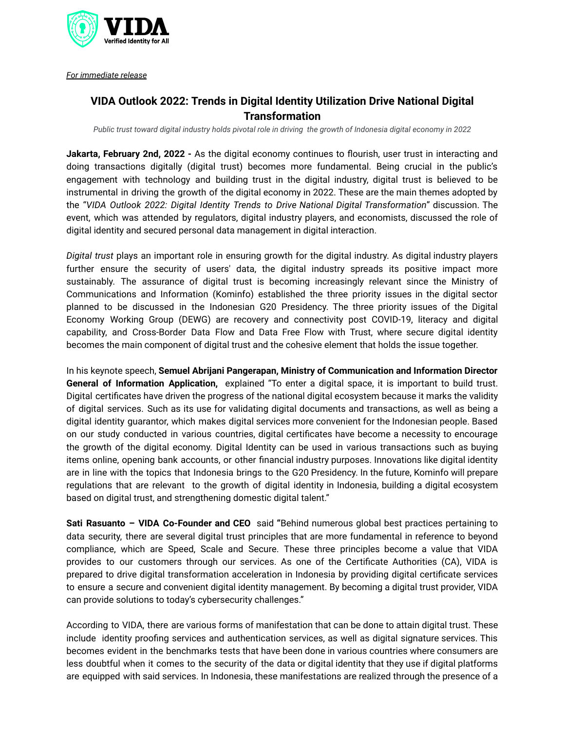VIDA
Verified Identity for All

*For immediate release*

# VIDA Outlook 2022: Trends in Digital Identity Utilization Drive National Digital Transformation

*Public trust toward digital industry holds pivotal role in driving the growth of Indonesia digital economy in 2022*

**Jakarta, February 2nd, 2022 -** As the digital economy continues to flourish, user trust in interacting and doing transactions digitally (digital trust) becomes more fundamental. Being crucial in the public's engagement with technology and building trust in the digital industry, digital trust is believed to be instrumental in driving the growth of the digital economy in 2022. These are the main themes adopted by the "*VIDA Outlook 2022: Digital Identity Trends to Drive National Digital Transformation*" discussion. The event, which was attended by regulators, digital industry players, and economists, discussed the role of digital identity and secured personal data management in digital interaction.

*Digital trust* plays an important role in ensuring growth for the digital industry. As digital industry players further ensure the security of users' data, the digital industry spreads its positive impact more sustainably. The assurance of digital trust is becoming increasingly relevant since the Ministry of Communications and Information (Kominfo) established the three priority issues in the digital sector planned to be discussed in the Indonesian G20 Presidency. The three priority issues of the Digital Economy Working Group (DEWG) are recovery and connectivity post COVID-19, literacy and digital capability, and Cross-Border Data Flow and Data Free Flow with Trust, where secure digital identity becomes the main component of digital trust and the cohesive element that holds the issue together.

In his keynote speech, **Semuel Abrijani Pangerapan, Ministry of Communication and Information Director General of Information Application,** explained "To enter a digital space, it is important to build trust. Digital certificates have driven the progress of the national digital ecosystem because it marks the validity of digital services. Such as its use for validating digital documents and transactions, as well as being a digital identity guarantor, which makes digital services more convenient for the Indonesian people. Based on our study conducted in various countries, digital certificates have become a necessity to encourage the growth of the digital economy. Digital Identity can be used in various transactions such as buying items online, opening bank accounts, or other financial industry purposes. Innovations like digital identity are in line with the topics that Indonesia brings to the G20 Presidency. In the future, Kominfo will prepare regulations that are relevant to the growth of digital identity in Indonesia, building a digital ecosystem based on digital trust, and strengthening domestic digital talent."

**Sati Rasuanto – VIDA Co-Founder and CEO** said **"**Behind numerous global best practices pertaining to data security, there are several digital trust principles that are more fundamental in reference to beyond compliance, which are Speed, Scale and Secure. These three principles become a value that VIDA provides to our customers through our services. As one of the Certificate Authorities (CA), VIDA is prepared to drive digital transformation acceleration in Indonesia by providing digital certificate services to ensure a secure and convenient digital identity management. By becoming a digital trust provider, VIDA can provide solutions to today's cybersecurity challenges."

According to VIDA, there are various forms of manifestation that can be done to attain digital trust. These include identity proofing services and authentication services, as well as digital signature services. This becomes evident in the benchmarks tests that have been done in various countries where consumers are less doubtful when it comes to the security of the data or digital identity that they use if digital platforms are equipped with said services. In Indonesia, these manifestations are realized through the presence of a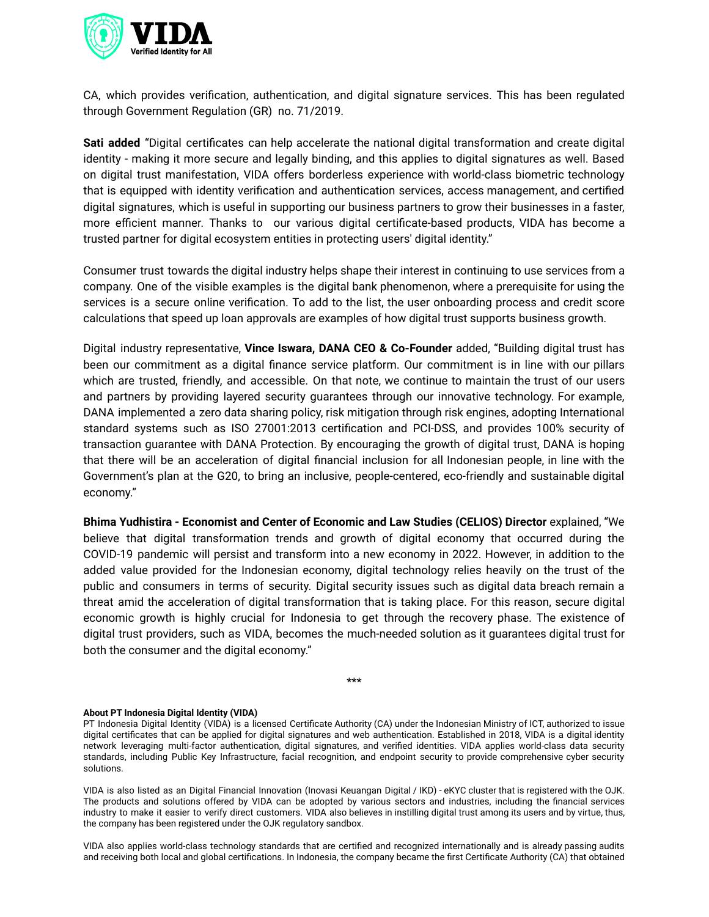CA, which provides verification, authentication, and digital signature services. This has been regulated through Government Regulation (GR) no. 71/2019.

**Sati added** "Digital certificates can help accelerate the national digital transformation and create digital identity - making it more secure and legally binding, and this applies to digital signatures as well. Based on digital trust manifestation, VIDA offers borderless experience with world-class biometric technology that is equipped with identity verification and authentication services, access management, and certified digital signatures, which is useful in supporting our business partners to grow their businesses in a faster, more efficient manner. Thanks to our various digital certificate-based products, VIDA has become a trusted partner for digital ecosystem entities in protecting users' digital identity."

Consumer trust towards the digital industry helps shape their interest in continuing to use services from a company. One of the visible examples is the digital bank phenomenon, where a prerequisite for using the services is a secure online verification. To add to the list, the user onboarding process and credit score calculations that speed up loan approvals are examples of how digital trust supports business growth.

Digital industry representative, **Vince Iswara, DANA CEO & Co-Founder** added, "Building digital trust has been our commitment as a digital finance service platform. Our commitment is in line with our pillars which are trusted, friendly, and accessible. On that note, we continue to maintain the trust of our users and partners by providing layered security guarantees through our innovative technology. For example, DANA implemented a zero data sharing policy, risk mitigation through risk engines, adopting International standard systems such as ISO 27001:2013 certification and PCI-DSS, and provides 100% security of transaction guarantee with DANA Protection. By encouraging the growth of digital trust, DANA is hoping that there will be an acceleration of digital financial inclusion for all Indonesian people, in line with the Government's plan at the G20, to bring an inclusive, people-centered, eco-friendly and sustainable digital economy."

**Bhima Yudhistira - Economist and Center of Economic and Law Studies (CELIOS) Director** explained, "We believe that digital transformation trends and growth of digital economy that occurred during the COVID-19 pandemic will persist and transform into a new economy in 2022. However, in addition to the added value provided for the Indonesian economy, digital technology relies heavily on the trust of the public and consumers in terms of security. Digital security issues such as digital data breach remain a threat amid the acceleration of digital transformation that is taking place. For this reason, secure digital economic growth is highly crucial for Indonesia to get through the recovery phase. The existence of digital trust providers, such as VIDA, becomes the much-needed solution as it guarantees digital trust for both the consumer and the digital economy."

***

**About PT Indonesia Digital Identity (VIDA)**

PT Indonesia Digital Identity (VIDA) is a licensed Certificate Authority (CA) under the Indonesian Ministry of ICT, authorized to issue digital certificates that can be applied for digital signatures and web authentication. Established in 2018, VIDA is a digital identity network leveraging multi-factor authentication, digital signatures, and verified identities. VIDA applies world-class data security standards, including Public Key Infrastructure, facial recognition, and endpoint security to provide comprehensive cyber security solutions.

VIDA is also listed as an Digital Financial Innovation (Inovasi Keuangan Digital / IKD) - eKYC cluster that is registered with the OJK. The products and solutions offered by VIDA can be adopted by various sectors and industries, including the financial services industry to make it easier to verify direct customers. VIDA also believes in instilling digital trust among its users and by virtue, thus, the company has been registered under the OJK regulatory sandbox.

VIDA also applies world-class technology standards that are certified and recognized internationally and is already passing audits and receiving both local and global certifications. In Indonesia, the company became the first Certificate Authority (CA) that obtained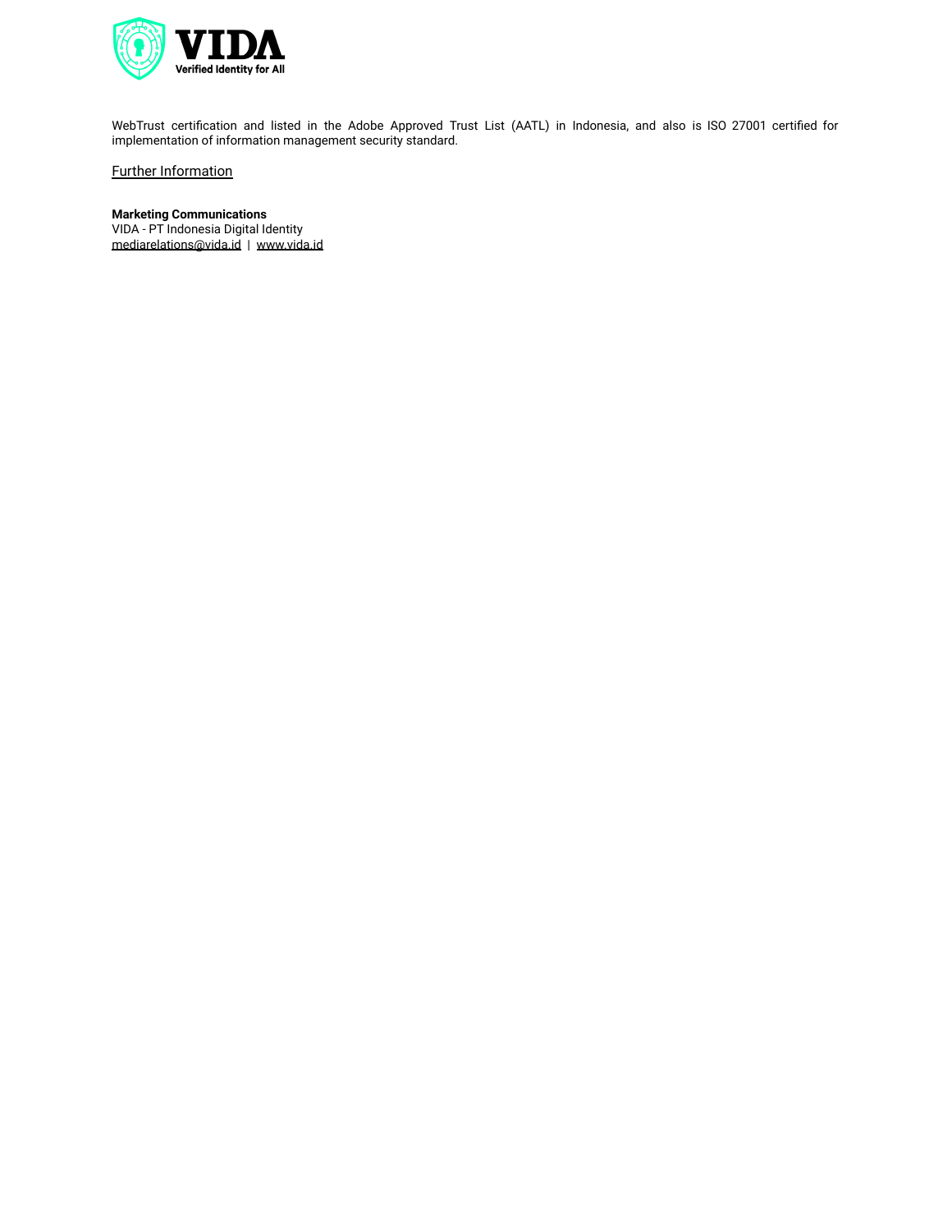WebTrust certification and listed in the Adobe Approved Trust List (AATL) in Indonesia, and also is ISO 27001 certified for implementation of information management security standard.

Further Information

**Marketing Communications**
VIDA - PT Indonesia Digital Identity
mediarelations@vida.id | www.vida.id